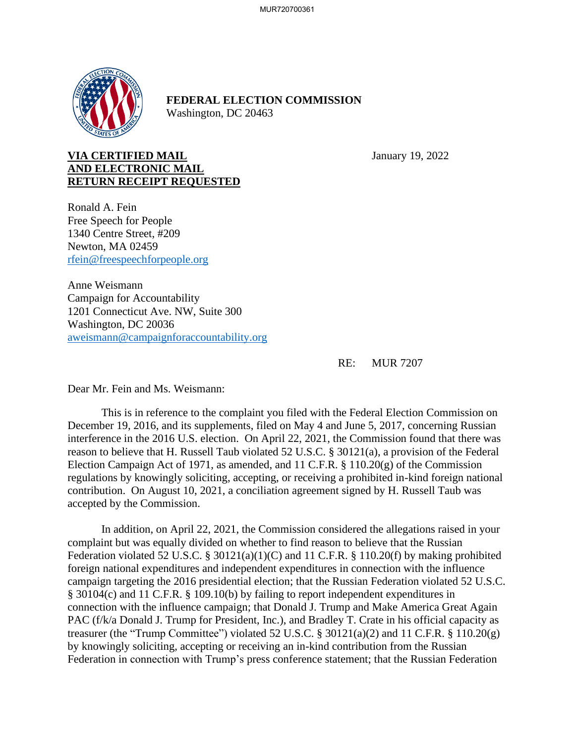**FEDERAL ELECTION COMMISSION**
Washington, DC 20463

**VIA CERTIFIED MAIL**
**AND ELECTRONIC MAIL**
**RETURN RECEIPT REQUESTED**

January 19, 2022

Ronald A. Fein
Free Speech for People
1340 Centre Street, #209
Newton, MA 02459
rfein@freespeechforpeople.org

Anne Weismann
Campaign for Accountability
1201 Connecticut Ave. NW, Suite 300
Washington, DC 20036
aweismann@campaignforaccountability.org

RE: MUR 7207

Dear Mr. Fein and Ms. Weismann:

This is in reference to the complaint you filed with the Federal Election Commission on December 19, 2016, and its supplements, filed on May 4 and June 5, 2017, concerning Russian interference in the 2016 U.S. election. On April 22, 2021, the Commission found that there was reason to believe that H. Russell Taub violated 52 U.S.C. § 30121(a), a provision of the Federal Election Campaign Act of 1971, as amended, and 11 C.F.R. § 110.20(g) of the Commission regulations by knowingly soliciting, accepting, or receiving a prohibited in-kind foreign national contribution. On August 10, 2021, a conciliation agreement signed by H. Russell Taub was accepted by the Commission.

In addition, on April 22, 2021, the Commission considered the allegations raised in your complaint but was equally divided on whether to find reason to believe that the Russian Federation violated 52 U.S.C. § 30121(a)(1)(C) and 11 C.F.R. § 110.20(f) by making prohibited foreign national expenditures and independent expenditures in connection with the influence campaign targeting the 2016 presidential election; that the Russian Federation violated 52 U.S.C. § 30104(c) and 11 C.F.R. § 109.10(b) by failing to report independent expenditures in connection with the influence campaign; that Donald J. Trump and Make America Great Again PAC (f/k/a Donald J. Trump for President, Inc.), and Bradley T. Crate in his official capacity as treasurer (the "Trump Committee") violated 52 U.S.C. § 30121(a)(2) and 11 C.F.R. § 110.20(g) by knowingly soliciting, accepting or receiving an in-kind contribution from the Russian Federation in connection with Trump's press conference statement; that the Russian Federation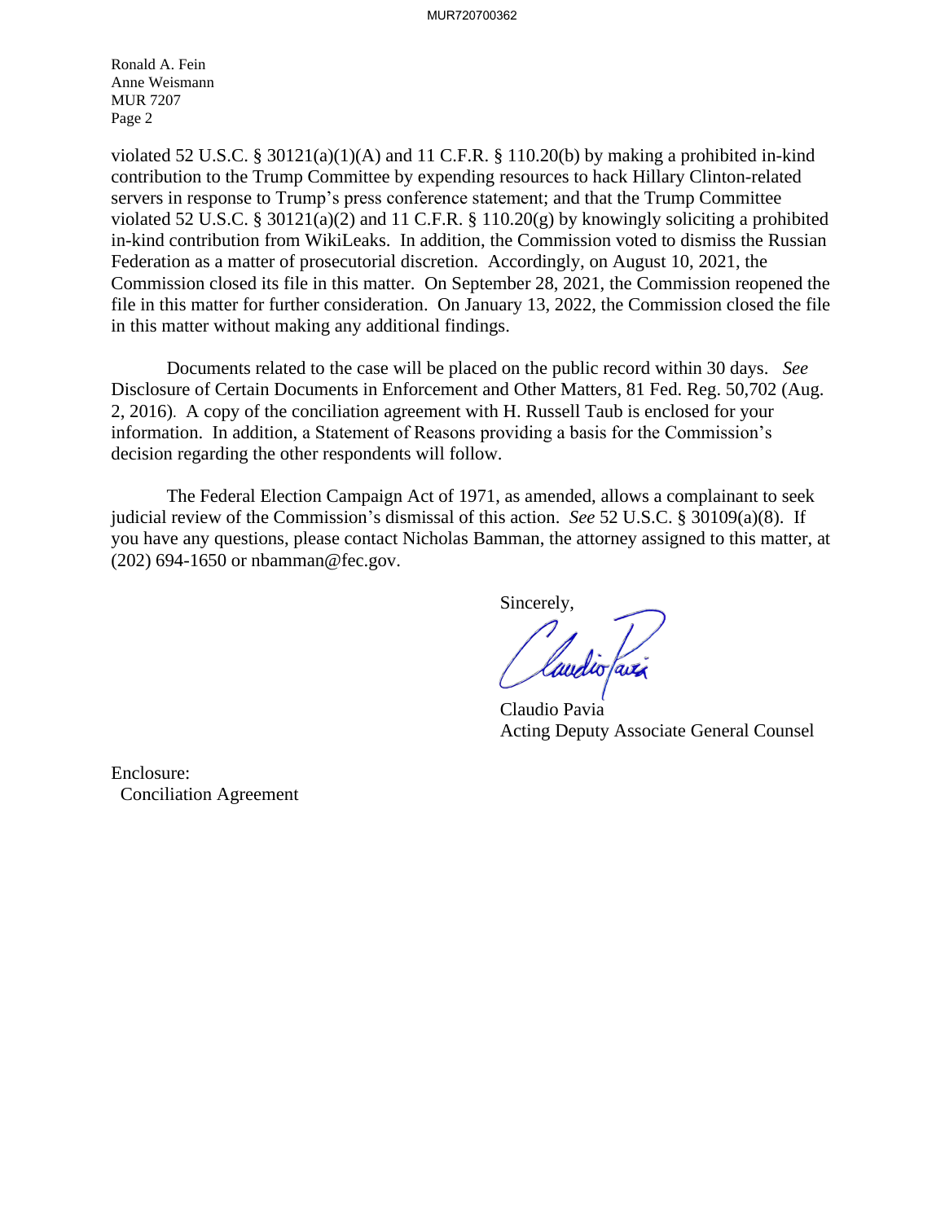Ronald A. Fein
Anne Weismann
MUR 7207
Page 2

violated 52 U.S.C. § 30121(a)(1)(A) and 11 C.F.R. § 110.20(b) by making a prohibited in-kind contribution to the Trump Committee by expending resources to hack Hillary Clinton-related servers in response to Trump's press conference statement; and that the Trump Committee violated 52 U.S.C. § 30121(a)(2) and 11 C.F.R. § 110.20(g) by knowingly soliciting a prohibited in-kind contribution from WikiLeaks. In addition, the Commission voted to dismiss the Russian Federation as a matter of prosecutorial discretion. Accordingly, on August 10, 2021, the Commission closed its file in this matter. On September 28, 2021, the Commission reopened the file in this matter for further consideration. On January 13, 2022, the Commission closed the file in this matter without making any additional findings.

Documents related to the case will be placed on the public record within 30 days. *See* Disclosure of Certain Documents in Enforcement and Other Matters, 81 Fed. Reg. 50,702 (Aug. 2, 2016). A copy of the conciliation agreement with H. Russell Taub is enclosed for your information. In addition, a Statement of Reasons providing a basis for the Commission's decision regarding the other respondents will follow.

The Federal Election Campaign Act of 1971, as amended, allows a complainant to seek judicial review of the Commission's dismissal of this action. *See* 52 U.S.C. § 30109(a)(8). If you have any questions, please contact Nicholas Bamman, the attorney assigned to this matter, at (202) 694-1650 or nbamman@fec.gov.

Sincerely,

Claudio Pavia
Acting Deputy Associate General Counsel

Enclosure:
Conciliation Agreement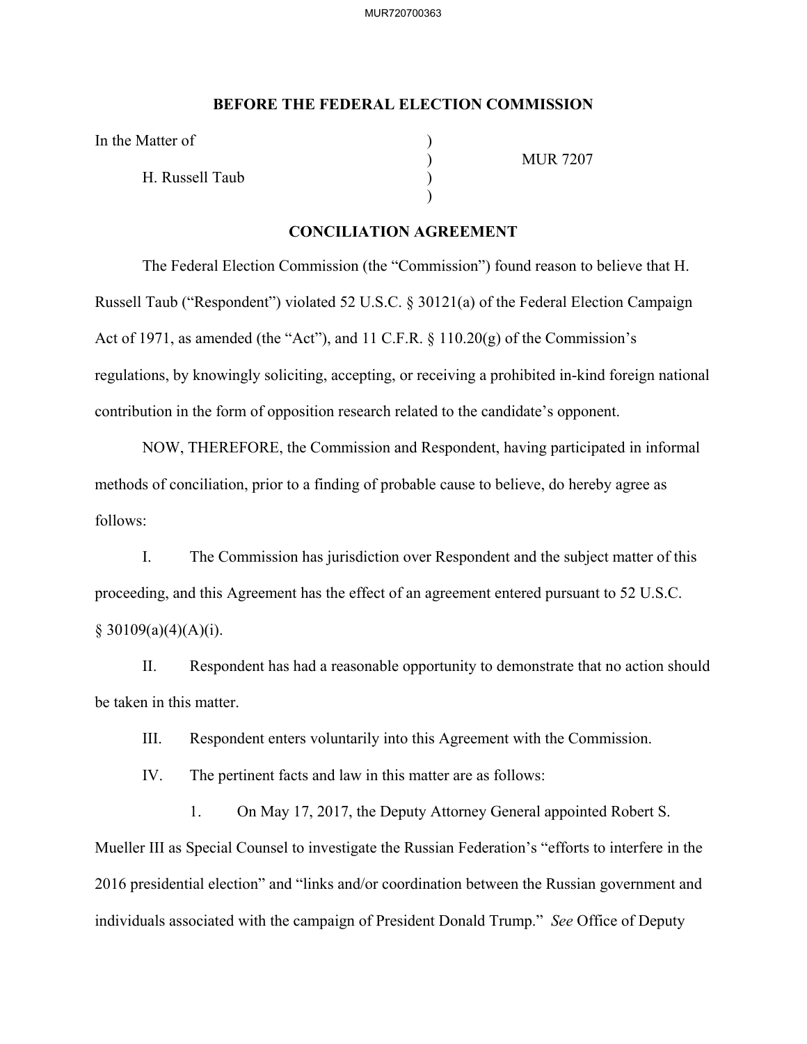**BEFORE THE FEDERAL ELECTION COMMISSION**

| | | |
|---|---|---|
| In the Matter of | ) | |
| | ) | MUR 7207 |
| H. Russell Taub | ) | |
| | ) | |

**CONCILIATION AGREEMENT**

The Federal Election Commission (the "Commission") found reason to believe that H. Russell Taub ("Respondent") violated 52 U.S.C. § 30121(a) of the Federal Election Campaign Act of 1971, as amended (the "Act"), and 11 C.F.R. § 110.20(g) of the Commission's regulations, by knowingly soliciting, accepting, or receiving a prohibited in-kind foreign national contribution in the form of opposition research related to the candidate's opponent.

NOW, THEREFORE, the Commission and Respondent, having participated in informal methods of conciliation, prior to a finding of probable cause to believe, do hereby agree as follows:

I. The Commission has jurisdiction over Respondent and the subject matter of this proceeding, and this Agreement has the effect of an agreement entered pursuant to 52 U.S.C. § 30109(a)(4)(A)(i).

II. Respondent has had a reasonable opportunity to demonstrate that no action should be taken in this matter.

III. Respondent enters voluntarily into this Agreement with the Commission.

IV. The pertinent facts and law in this matter are as follows:

1. On May 17, 2017, the Deputy Attorney General appointed Robert S. Mueller III as Special Counsel to investigate the Russian Federation's "efforts to interfere in the 2016 presidential election" and "links and/or coordination between the Russian government and individuals associated with the campaign of President Donald Trump." *See* Office of Deputy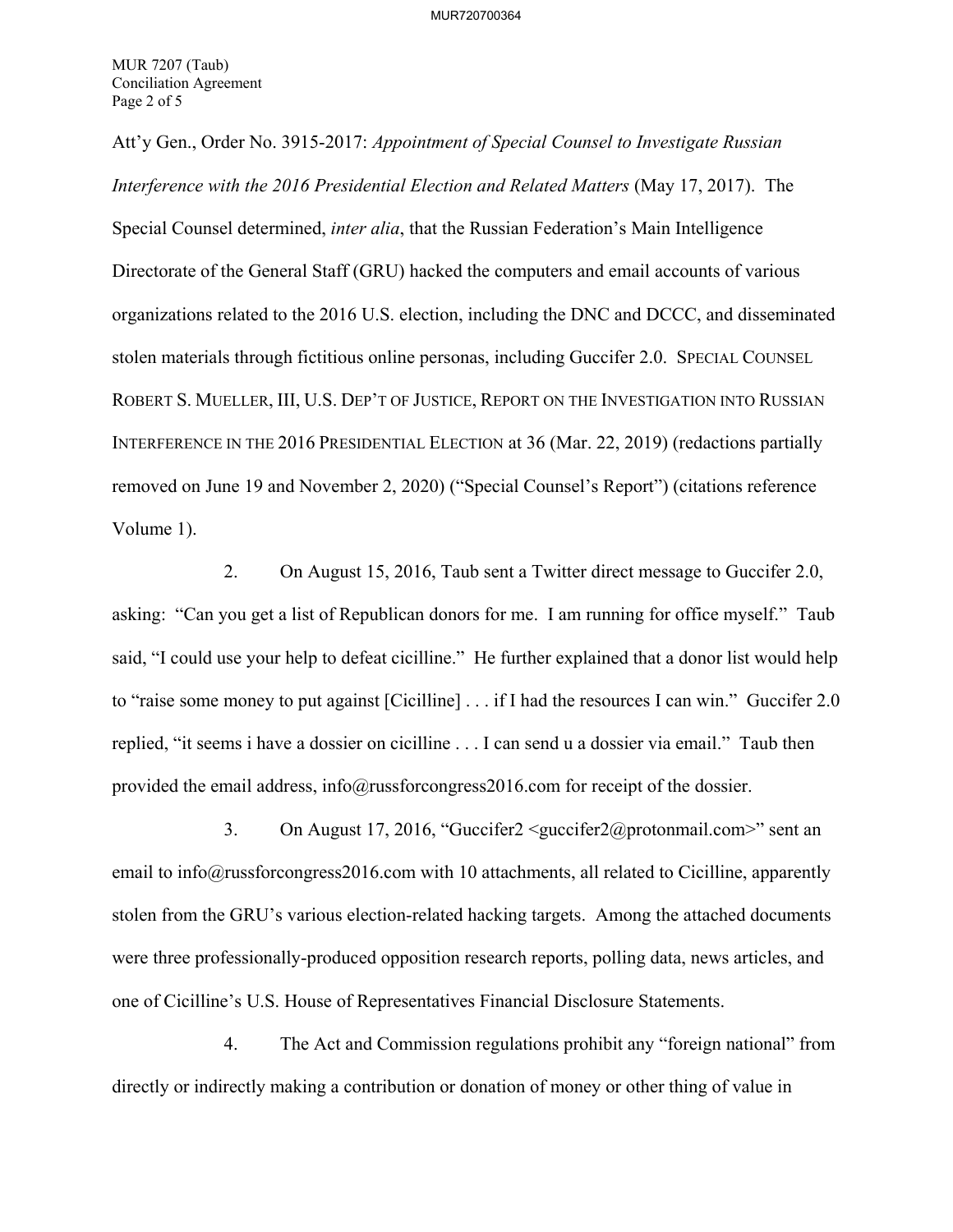Att'y Gen., Order No. 3915-2017: *Appointment of Special Counsel to Investigate Russian Interference with the 2016 Presidential Election and Related Matters* (May 17, 2017). The Special Counsel determined, *inter alia*, that the Russian Federation's Main Intelligence Directorate of the General Staff (GRU) hacked the computers and email accounts of various organizations related to the 2016 U.S. election, including the DNC and DCCC, and disseminated stolen materials through fictitious online personas, including Guccifer 2.0. SPECIAL COUNSEL ROBERT S. MUELLER, III, U.S. DEP'T OF JUSTICE, REPORT ON THE INVESTIGATION INTO RUSSIAN INTERFERENCE IN THE 2016 PRESIDENTIAL ELECTION at 36 (Mar. 22, 2019) (redactions partially removed on June 19 and November 2, 2020) ("Special Counsel's Report") (citations reference Volume 1).

2. On August 15, 2016, Taub sent a Twitter direct message to Guccifer 2.0, asking: "Can you get a list of Republican donors for me. I am running for office myself." Taub said, "I could use your help to defeat cicilline." He further explained that a donor list would help to "raise some money to put against [Cicilline] . . . if I had the resources I can win." Guccifer 2.0 replied, "it seems i have a dossier on cicilline . . . I can send u a dossier via email." Taub then provided the email address, info@russforcongress2016.com for receipt of the dossier.

3. On August 17, 2016, "Guccifer2 <guccifer2@protonmail.com>" sent an email to info@russforcongress2016.com with 10 attachments, all related to Cicilline, apparently stolen from the GRU's various election-related hacking targets. Among the attached documents were three professionally-produced opposition research reports, polling data, news articles, and one of Cicilline's U.S. House of Representatives Financial Disclosure Statements.

4. The Act and Commission regulations prohibit any "foreign national" from directly or indirectly making a contribution or donation of money or other thing of value in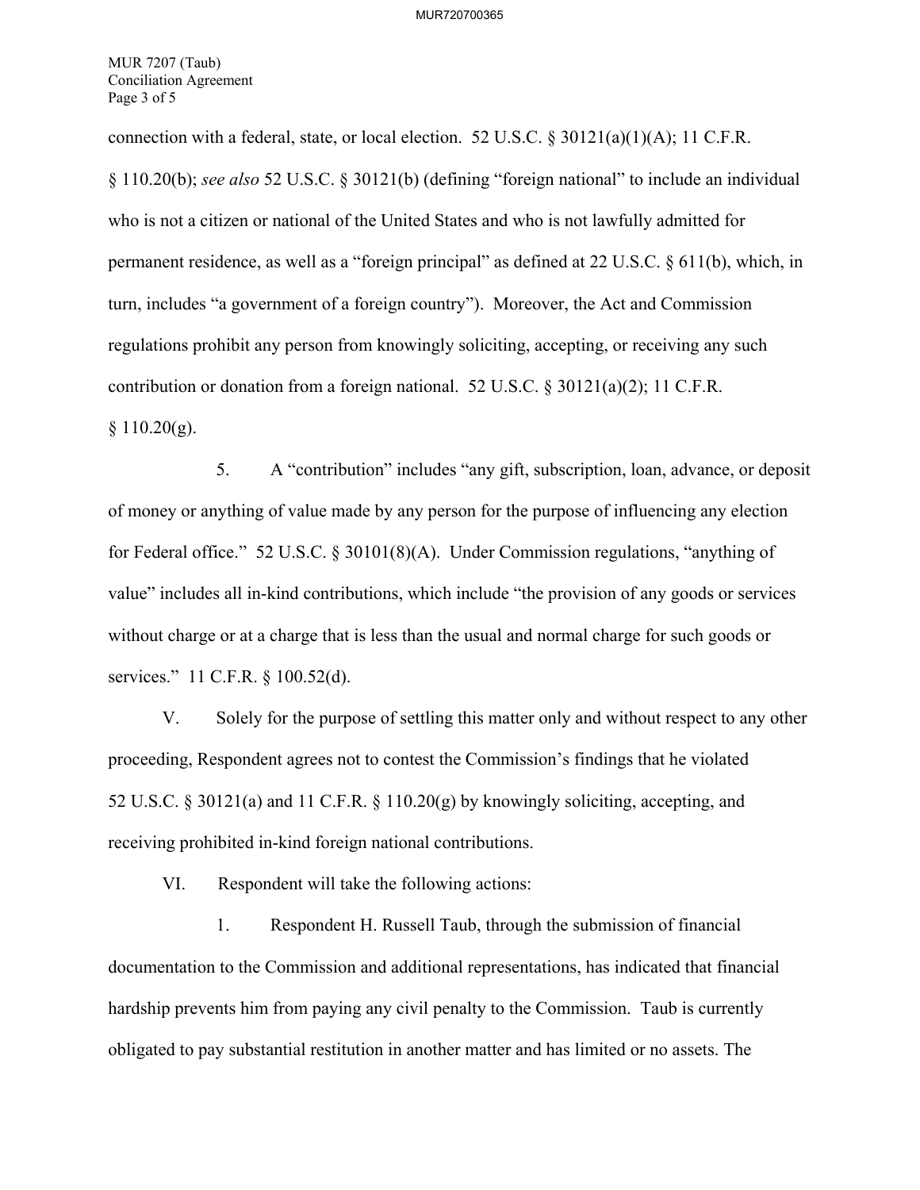connection with a federal, state, or local election. 52 U.S.C. § 30121(a)(1)(A); 11 C.F.R. § 110.20(b); *see also* 52 U.S.C. § 30121(b) (defining "foreign national" to include an individual who is not a citizen or national of the United States and who is not lawfully admitted for permanent residence, as well as a "foreign principal" as defined at 22 U.S.C. § 611(b), which, in turn, includes "a government of a foreign country"). Moreover, the Act and Commission regulations prohibit any person from knowingly soliciting, accepting, or receiving any such contribution or donation from a foreign national. 52 U.S.C. § 30121(a)(2); 11 C.F.R. § 110.20(g).

5. A "contribution" includes "any gift, subscription, loan, advance, or deposit of money or anything of value made by any person for the purpose of influencing any election for Federal office." 52 U.S.C. § 30101(8)(A). Under Commission regulations, "anything of value" includes all in-kind contributions, which include "the provision of any goods or services without charge or at a charge that is less than the usual and normal charge for such goods or services." 11 C.F.R. § 100.52(d).

V. Solely for the purpose of settling this matter only and without respect to any other proceeding, Respondent agrees not to contest the Commission's findings that he violated 52 U.S.C. § 30121(a) and 11 C.F.R. § 110.20(g) by knowingly soliciting, accepting, and receiving prohibited in-kind foreign national contributions.

VI. Respondent will take the following actions:

1. Respondent H. Russell Taub, through the submission of financial documentation to the Commission and additional representations, has indicated that financial hardship prevents him from paying any civil penalty to the Commission. Taub is currently obligated to pay substantial restitution in another matter and has limited or no assets. The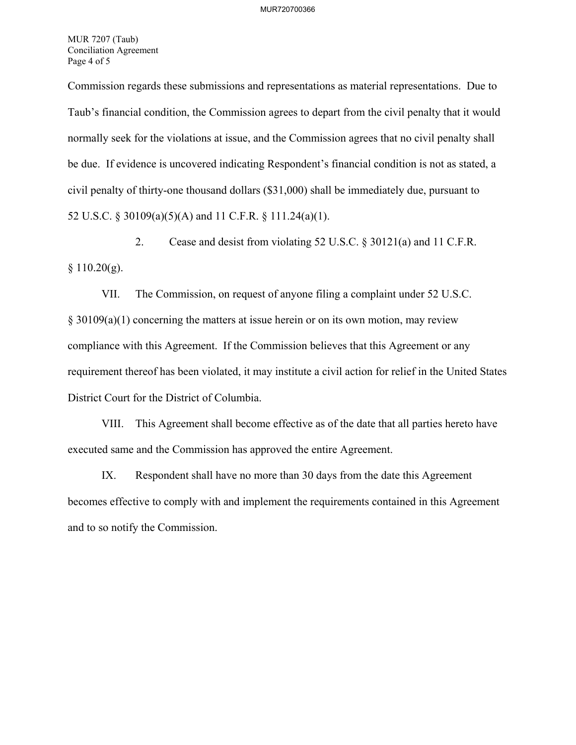Commission regards these submissions and representations as material representations. Due to Taub's financial condition, the Commission agrees to depart from the civil penalty that it would normally seek for the violations at issue, and the Commission agrees that no civil penalty shall be due. If evidence is uncovered indicating Respondent's financial condition is not as stated, a civil penalty of thirty-one thousand dollars ($31,000) shall be immediately due, pursuant to 52 U.S.C. § 30109(a)(5)(A) and 11 C.F.R. § 111.24(a)(1).

2. Cease and desist from violating 52 U.S.C. § 30121(a) and 11 C.F.R. § 110.20(g).

VII. The Commission, on request of anyone filing a complaint under 52 U.S.C. § 30109(a)(1) concerning the matters at issue herein or on its own motion, may review compliance with this Agreement. If the Commission believes that this Agreement or any requirement thereof has been violated, it may institute a civil action for relief in the United States District Court for the District of Columbia.

VIII. This Agreement shall become effective as of the date that all parties hereto have executed same and the Commission has approved the entire Agreement.

IX. Respondent shall have no more than 30 days from the date this Agreement becomes effective to comply with and implement the requirements contained in this Agreement and to so notify the Commission.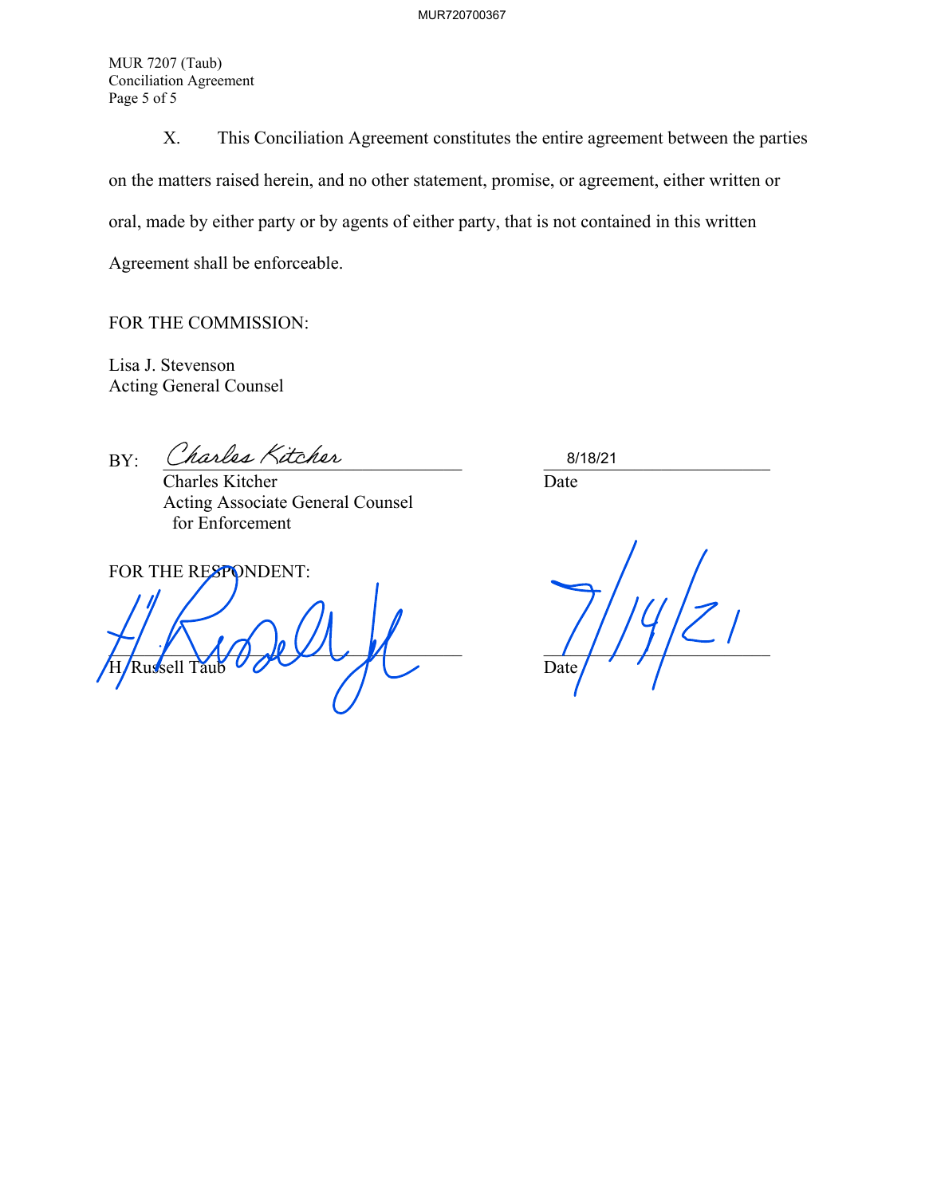MUR 7207 (Taub)
Conciliation Agreement

X. This Conciliation Agreement constitutes the entire agreement between the parties on the matters raised herein, and no other statement, promise, or agreement, either written or oral, made by either party or by agents of either party, that is not contained in this written Agreement shall be enforceable.

FOR THE COMMISSION:

Lisa J. Stevenson
Acting General Counsel

BY: Charles Kitcher 8/18/21
Charles Kitcher Date
Acting Associate General Counsel
for Enforcement

FOR THE RESPONDENT:

H Russell Taub 7/14/21
H Russell Taub Date